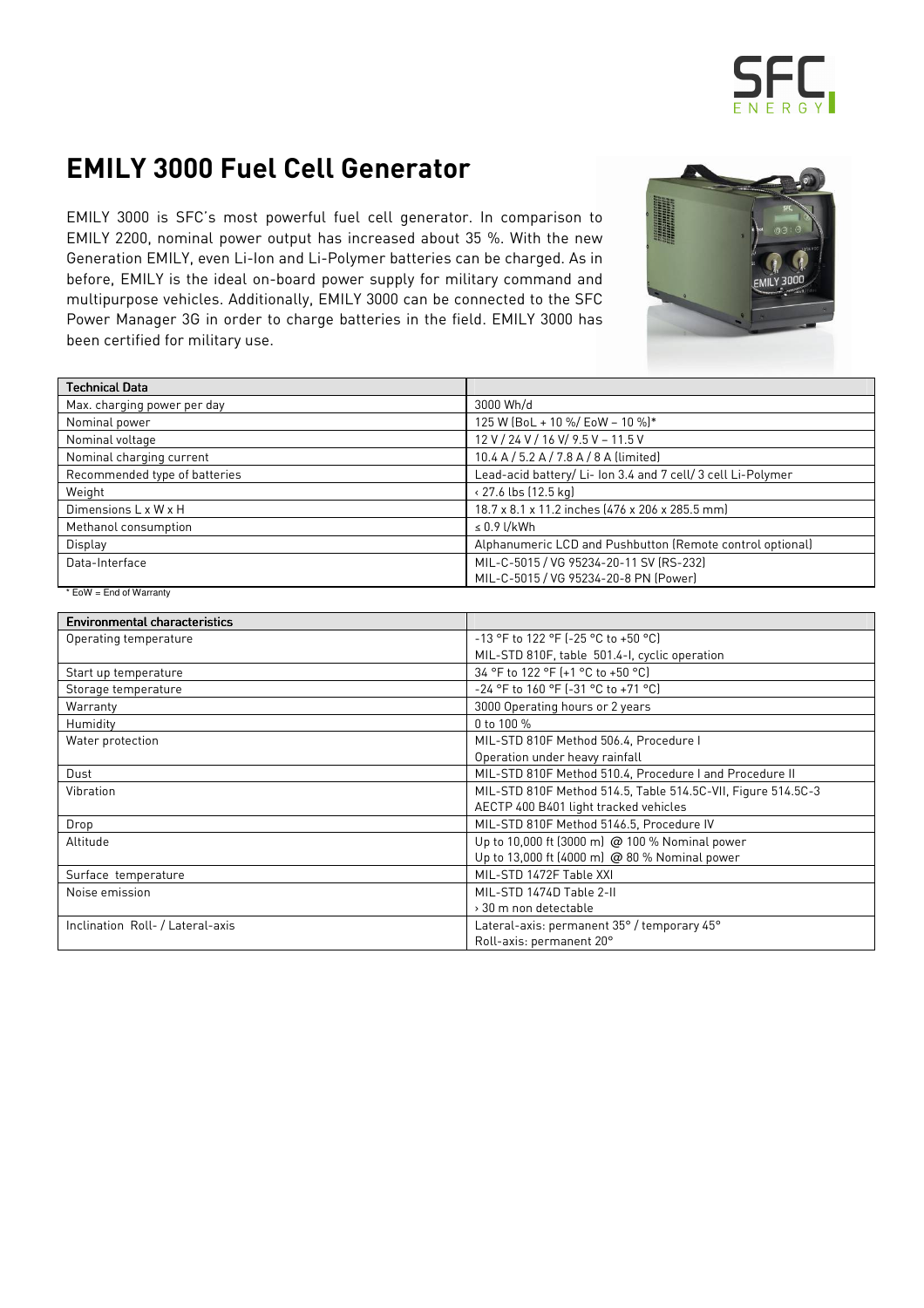# EMILY 3000 Fuel Cell Generator

EMILY 3000 is SFC's most powerful fuel cell generator. In comparison to EMILY 2200, nominal power output has increased about 35 %. With the new Generation EMILY, even Li-Ion and Li-Polymer batteries can be charged. As in before, EMILY is the ideal on-board power supply for military command and multipurpose vehicles. Additionally, EMILY 3000 can be connected to the SFC Power Manager 3G in order to charge batteries in the field. EMILY 3000 has been certified for military use.

| Technical Data | |
|---|---|
| Max. charging power per day | 3000 Wh/d |
| Nominal power | 125 W (BoL + 10 %/ EoW – 10 %)* |
| Nominal voltage | 12 V / 24 V / 16 V/ 9.5 V – 11.5 V |
| Nominal charging current | 10.4 A / 5.2 A / 7.8 A / 8 A (limited) |
| Recommended type of batteries | Lead-acid battery/ Li- Ion 3.4 and 7 cell/ 3 cell Li-Polymer |
| Weight | ‹ 27.6 lbs (12.5 kg) |
| Dimensions L x W x H | 18.7 x 8.1 x 11.2 inches (476 x 206 x 285.5 mm) |
| Methanol consumption | ≤ 0.9 l/kWh |
| Display | Alphanumeric LCD and Pushbutton (Remote control optional) |
| Data-Interface | MIL-C-5015 / VG 95234-20-11 SV (RS-232)<br>MIL-C-5015 / VG 95234-20-8 PN (Power) |

* EoW = End of Warranty

| Environmental characteristics | |
|---|---|
| Operating temperature | -13 °F to 122 °F (-25 °C to +50 °C)<br>MIL-STD 810F, table 501.4-I, cyclic operation |
| Start up temperature | 34 °F to 122 °F (+1 °C to +50 °C) |
| Storage temperature | -24 °F to 160 °F (-31 °C to +71 °C) |
| Warranty | 3000 Operating hours or 2 years |
| Humidity | 0 to 100 % |
| Water protection | MIL-STD 810F Method 506.4, Procedure I<br>Operation under heavy rainfall |
| Dust | MIL-STD 810F Method 510.4, Procedure I and Procedure II |
| Vibration | MIL-STD 810F Method 514.5, Table 514.5C-VII, Figure 514.5C-3<br>AECTP 400 B401 light tracked vehicles |
| Drop | MIL-STD 810F Method 5146.5, Procedure IV |
| Altitude | Up to 10,000 ft (3000 m) @ 100 % Nominal power<br>Up to 13,000 ft (4000 m) @ 80 % Nominal power |
| Surface temperature | MIL-STD 1472F Table XXI |
| Noise emission | MIL-STD 1474D Table 2-II<br>› 30 m non detectable |
| Inclination Roll- / Lateral-axis | Lateral-axis: permanent 35° / temporary 45°<br>Roll-axis: permanent 20° |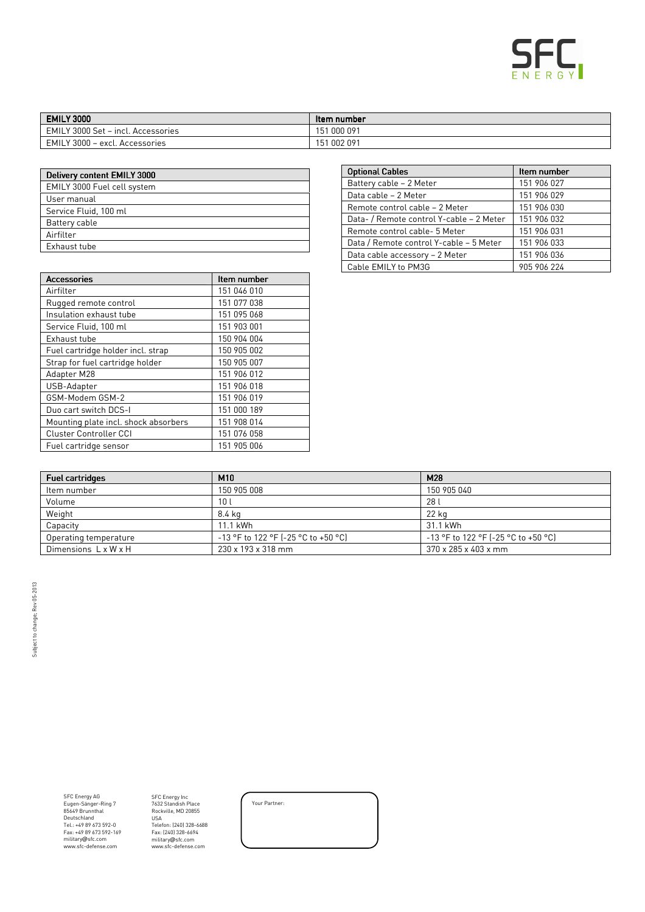| EMILY 3000 | Item number |
|---|---|
| EMILY 3000 Set – incl. Accessories | 151 000 091 |
| EMILY 3000 – excl. Accessories | 151 002 091 |

| Delivery content EMILY 3000 |
|---|
| EMILY 3000 Fuel cell system |
| User manual |
| Service Fluid, 100 ml |
| Battery cable |
| Airfilter |
| Exhaust tube |

| Optional Cables | Item number |
|---|---|
| Battery cable – 2 Meter | 151 906 027 |
| Data cable – 2 Meter | 151 906 029 |
| Remote control cable – 2 Meter | 151 906 030 |
| Data- / Remote control Y-cable – 2 Meter | 151 906 032 |
| Remote control cable- 5 Meter | 151 906 031 |
| Data / Remote control Y-cable – 5 Meter | 151 906 033 |
| Data cable accessory – 2 Meter | 151 906 036 |
| Cable EMILY to PM3G | 905 906 224 |

| Accessories | Item number |
|---|---|
| Airfilter | 151 046 010 |
| Rugged remote control | 151 077 038 |
| Insulation exhaust tube | 151 095 068 |
| Service Fluid, 100 ml | 151 903 001 |
| Exhaust tube | 150 904 004 |
| Fuel cartridge holder incl. strap | 150 905 002 |
| Strap for fuel cartridge holder | 150 905 007 |
| Adapter M28 | 151 906 012 |
| USB-Adapter | 151 906 018 |
| GSM-Modem GSM-2 | 151 906 019 |
| Duo cart switch DCS-I | 151 000 189 |
| Mounting plate incl. shock absorbers | 151 908 014 |
| Cluster Controller CCI | 151 076 058 |
| Fuel cartridge sensor | 151 905 006 |

| Fuel cartridges | M10 | M28 |
|---|---|---|
| Item number | 150 905 008 | 150 905 040 |
| Volume | 10 l | 28 l |
| Weight | 8.4 kg | 22 kg |
| Capacity | 11.1 kWh | 31.1 kWh |
| Operating temperature | -13 °F to 122 °F (-25 °C to +50 °C) | -13 °F to 122 °F (-25 °C to +50 °C) |
| Dimensions L x W x H | 230 x 193 x 318 mm | 370 x 285 x 403 x mm |

Subject to change; Rev 05-2013

SFC Energy AG
Eugen-Sänger-Ring 7
85649 Brunnthal
Deutschland
Tel.: +49 89 673 592-0
Fax: +49 89 673 592-169
military@sfc.com
www.sfc-defense.com

SFC Energy Inc
7632 Standish Place
Rockville, MD 20855
USA
Telefon: (240) 328-6688
Fax: (240) 328-6694
military@sfc.com
www.sfc-defense.com

Your Partner: